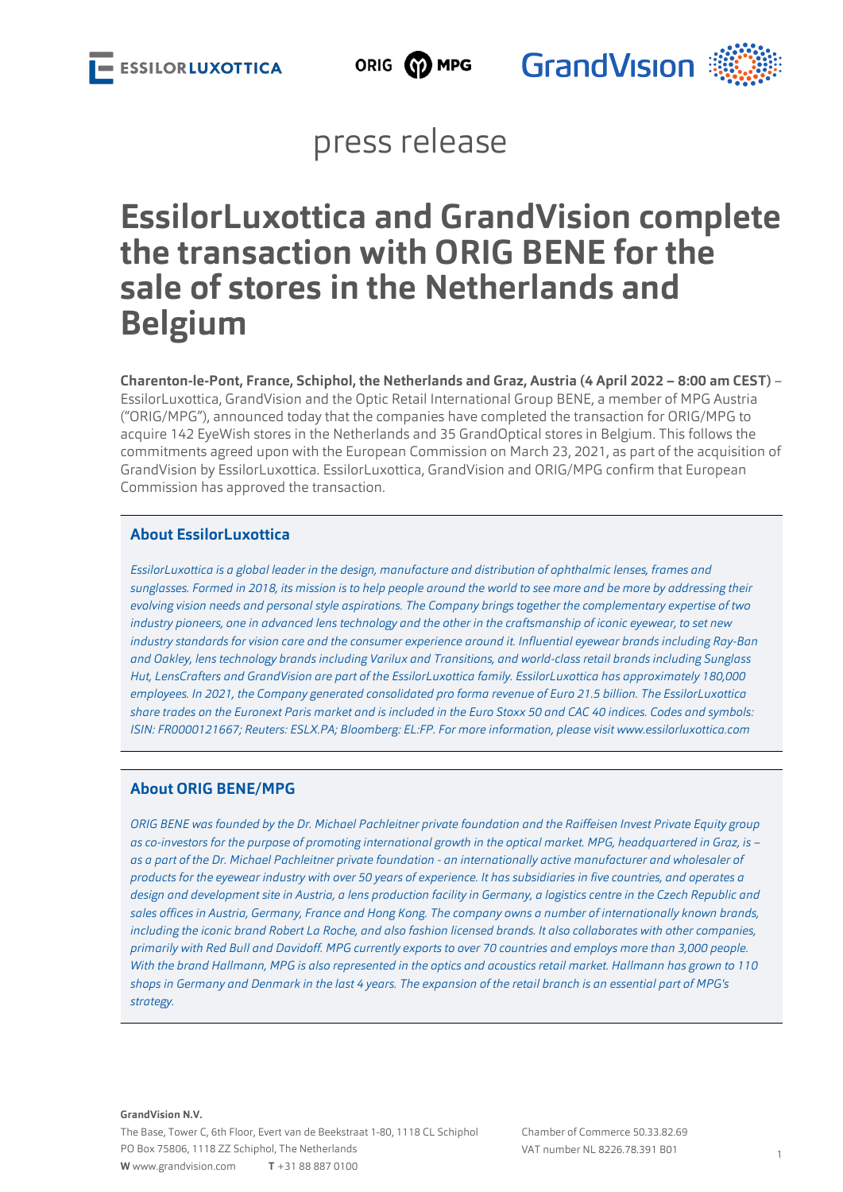press release

# EssilorLuxottica and GrandVision complete the transaction with ORIG BENE for the sale of stores in the Netherlands and Belgium

**Charenton-le-Pont, France, Schiphol, the Netherlands and Graz, Austria (4 April 2022 – 8:00 am CEST)** – EssilorLuxottica, GrandVision and the Optic Retail International Group BENE, a member of MPG Austria ("ORIG/MPG"), announced today that the companies have completed the transaction for ORIG/MPG to acquire 142 EyeWish stores in the Netherlands and 35 GrandOptical stores in Belgium. This follows the commitments agreed upon with the European Commission on March 23, 2021, as part of the acquisition of GrandVision by EssilorLuxottica. EssilorLuxottica, GrandVision and ORIG/MPG confirm that European Commission has approved the transaction.

## About EssilorLuxottica

*EssilorLuxottica is a global leader in the design, manufacture and distribution of ophthalmic lenses, frames and sunglasses. Formed in 2018, its mission is to help people around the world to see more and be more by addressing their evolving vision needs and personal style aspirations. The Company brings together the complementary expertise of two industry pioneers, one in advanced lens technology and the other in the craftsmanship of iconic eyewear, to set new industry standards for vision care and the consumer experience around it. Influential eyewear brands including Ray-Ban and Oakley, lens technology brands including Varilux and Transitions, and world-class retail brands including Sunglass Hut, LensCrafters and GrandVision are part of the EssilorLuxottica family. EssilorLuxottica has approximately 180,000 employees. In 2021, the Company generated consolidated pro forma revenue of Euro 21.5 billion. The EssilorLuxottica share trades on the Euronext Paris market and is included in the Euro Stoxx 50 and CAC 40 indices. Codes and symbols: ISIN: FR0000121667; Reuters: ESLX.PA; Bloomberg: EL:FP. For more information, please visit www.essilorluxottica.com*

## About ORIG BENE/MPG

*ORIG BENE was founded by the Dr. Michael Pachleitner private foundation and the Raiffeisen Invest Private Equity group as co-investors for the purpose of promoting international growth in the optical market. MPG, headquartered in Graz, is – as a part of the Dr. Michael Pachleitner private foundation - an internationally active manufacturer and wholesaler of products for the eyewear industry with over 50 years of experience. It has subsidiaries in five countries, and operates a design and development site in Austria, a lens production facility in Germany, a logistics centre in the Czech Republic and sales offices in Austria, Germany, France and Hong Kong. The company owns a number of internationally known brands, including the iconic brand Robert La Roche, and also fashion licensed brands. It also collaborates with other companies, primarily with Red Bull and Davidoff. MPG currently exports to over 70 countries and employs more than 3,000 people. With the brand Hallmann, MPG is also represented in the optics and acoustics retail market. Hallmann has grown to 110 shops in Germany and Denmark in the last 4 years. The expansion of the retail branch is an essential part of MPG's strategy.*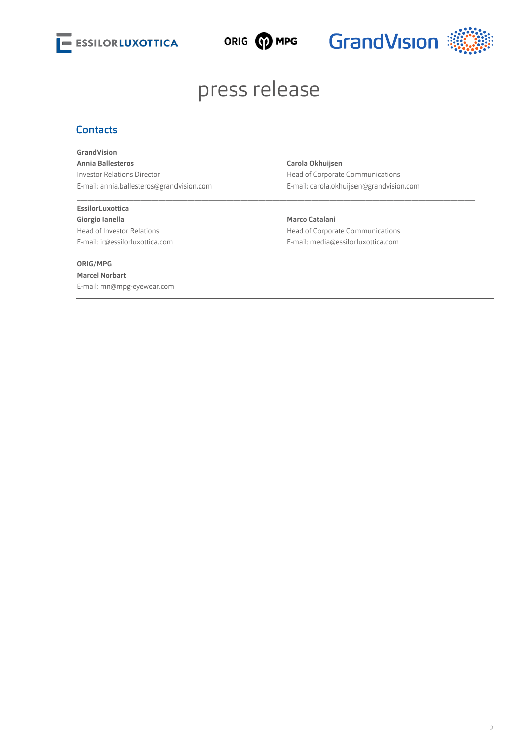# press release

## Contacts

**GrandVision**

**Annia Ballesteros**
Investor Relations Director
E-mail: annia.ballesteros@grandvision.com

**Carola Okhuijsen**
Head of Corporate Communications
E-mail: carola.okhuijsen@grandvision.com

**EssilorLuxottica**

**Giorgio Ianella**
Head of Investor Relations
E-mail: ir@essilorluxottica.com

**Marco Catalani**
Head of Corporate Communications
E-mail: media@essilorluxottica.com

**ORIG/MPG**

**Marcel Norbart**
E-mail: mn@mpg-eyewear.com